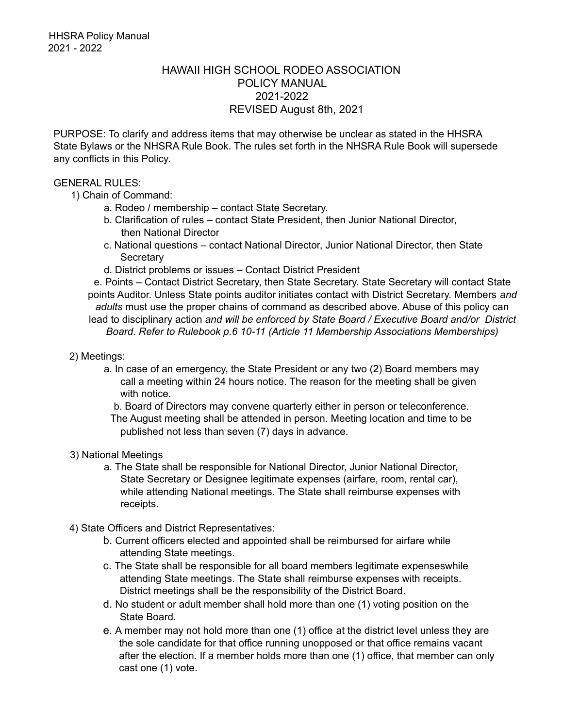# HAWAII HIGH SCHOOL RODEO ASSOCIATION
## POLICY MANUAL
## 2021-2022
## REVISED August 8th, 2021

PURPOSE: To clarify and address items that may otherwise be unclear as stated in the HHSRA State Bylaws or the NHSRA Rule Book. The rules set forth in the NHSRA Rule Book will supersede any conflicts in this Policy.

GENERAL RULES:

1) Chain of Command:
   - a. Rodeo / membership – contact State Secretary.
   - b. Clarification of rules – contact State President, then Junior National Director, then National Director
   - c. National questions – contact National Director, Junior National Director, then State Secretary
   - d. District problems or issues – Contact District President
   - e. Points – Contact District Secretary, then State Secretary. State Secretary will contact State points Auditor. Unless State points auditor initiates contact with District Secretary. Members *and adults* must use the proper chains of command as described above. Abuse of this policy can lead to disciplinary action *and will be enforced by State Board / Executive Board and/or District Board. Refer to Rulebook p.6 10-11 (Article 11 Membership Associations Memberships)*

2) Meetings:
   - a. In case of an emergency, the State President or any two (2) Board members may call a meeting within 24 hours notice. The reason for the meeting shall be given with notice.
   - b. Board of Directors may convene quarterly either in person or teleconference. The August meeting shall be attended in person. Meeting location and time to be published not less than seven (7) days in advance.

3) National Meetings
   - a. The State shall be responsible for National Director, Junior National Director, State Secretary or Designee legitimate expenses (airfare, room, rental car), while attending National meetings. The State shall reimburse expenses with receipts.

4) State Officers and District Representatives:
   - b. Current officers elected and appointed shall be reimbursed for airfare while attending State meetings.
   - c. The State shall be responsible for all board members legitimate expenseswhile attending State meetings. The State shall reimburse expenses with receipts. District meetings shall be the responsibility of the District Board.
   - d. No student or adult member shall hold more than one (1) voting position on the State Board.
   - e. A member may not hold more than one (1) office at the district level unless they are the sole candidate for that office running unopposed or that office remains vacant after the election. If a member holds more than one (1) office, that member can only cast one (1) vote.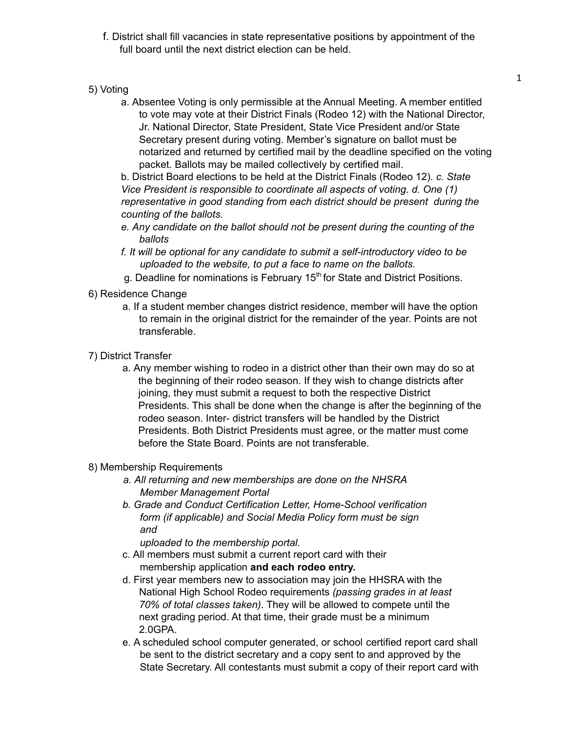f. District shall fill vacancies in state representative positions by appointment of the full board until the next district election can be held.

5) Voting

a. Absentee Voting is only permissible at the Annual Meeting. A member entitled to vote may vote at their District Finals (Rodeo 12) with the National Director, Jr. National Director, State President, State Vice President and/or State Secretary present during voting. Member's signature on ballot must be notarized and returned by certified mail by the deadline specified on the voting packet. Ballots may be mailed collectively by certified mail.

b. District Board elections to be held at the District Finals (Rodeo 12). *c. State Vice President is responsible to coordinate all aspects of voting. d. One (1) representative in good standing from each district should be present during the counting of the ballots.*

*e. Any candidate on the ballot should not be present during the counting of the ballots*

*f. It will be optional for any candidate to submit a self-introductory video to be uploaded to the website, to put a face to name on the ballots.*

g. Deadline for nominations is February 15th for State and District Positions.

6) Residence Change

a. If a student member changes district residence, member will have the option to remain in the original district for the remainder of the year. Points are not transferable.

7) District Transfer

a. Any member wishing to rodeo in a district other than their own may do so at the beginning of their rodeo season. If they wish to change districts after joining, they must submit a request to both the respective District Presidents. This shall be done when the change is after the beginning of the rodeo season. Inter- district transfers will be handled by the District Presidents. Both District Presidents must agree, or the matter must come before the State Board. Points are not transferable.

8) Membership Requirements

*a. All returning and new memberships are done on the NHSRA Member Management Portal*

*b. Grade and Conduct Certification Letter, Home-School verification form (if applicable) and Social Media Policy form must be sign and uploaded to the membership portal.*

c. All members must submit a current report card with their membership application **and each rodeo entry.**

d. First year members new to association may join the HHSRA with the National High School Rodeo requirements *(passing grades in at least 70% of total classes taken)*. They will be allowed to compete until the next grading period. At that time, their grade must be a minimum 2.0GPA.

e. A scheduled school computer generated, or school certified report card shall be sent to the district secretary and a copy sent to and approved by the State Secretary. All contestants must submit a copy of their report card with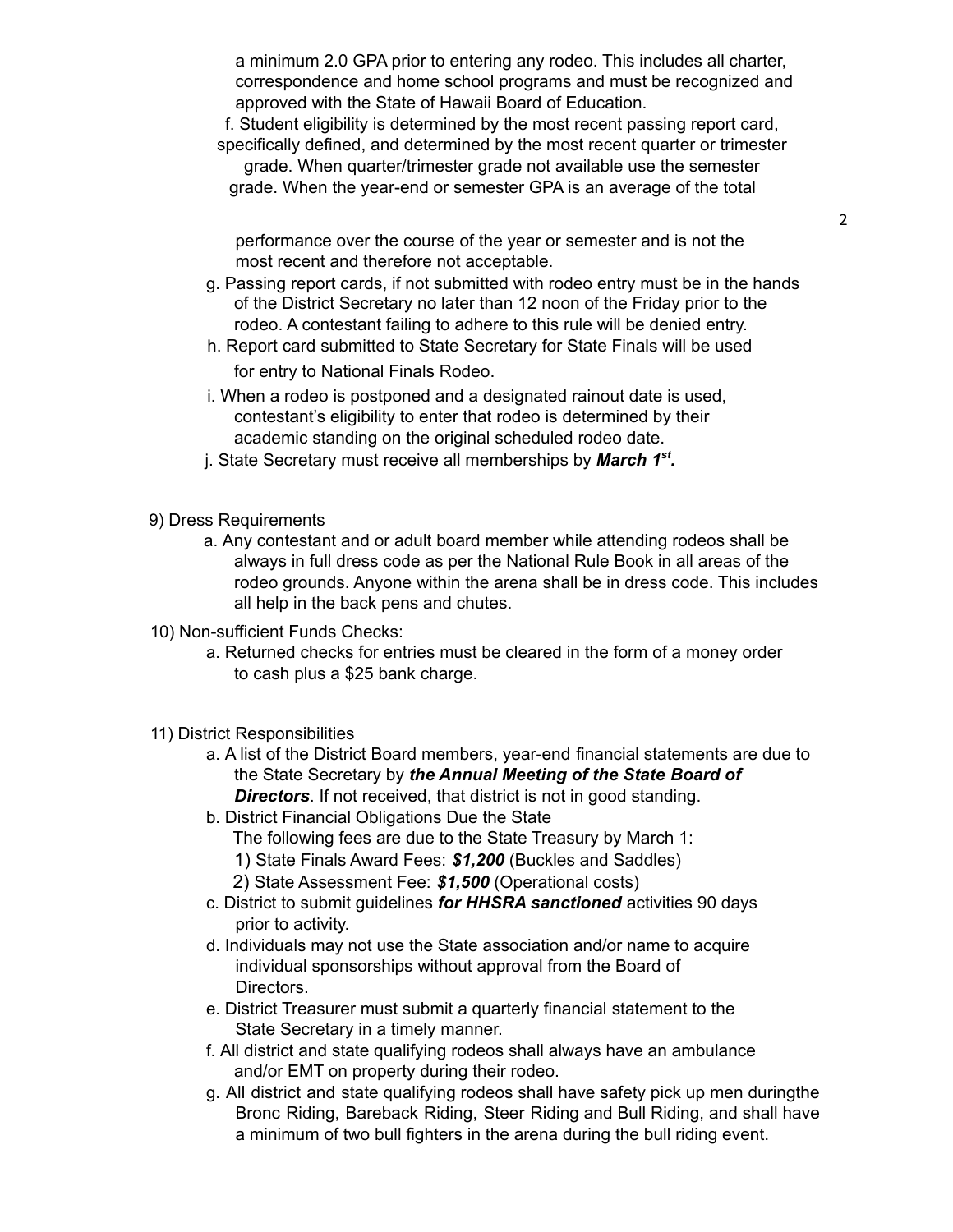a minimum 2.0 GPA prior to entering any rodeo. This includes all charter, correspondence and home school programs and must be recognized and approved with the State of Hawaii Board of Education.

f. Student eligibility is determined by the most recent passing report card, specifically defined, and determined by the most recent quarter or trimester grade. When quarter/trimester grade not available use the semester grade. When the year-end or semester GPA is an average of the total performance over the course of the year or semester and is not the most recent and therefore not acceptable.

g. Passing report cards, if not submitted with rodeo entry must be in the hands of the District Secretary no later than 12 noon of the Friday prior to the rodeo. A contestant failing to adhere to this rule will be denied entry.

h. Report card submitted to State Secretary for State Finals will be used for entry to National Finals Rodeo.

i. When a rodeo is postponed and a designated rainout date is used, contestant's eligibility to enter that rodeo is determined by their academic standing on the original scheduled rodeo date.

j. State Secretary must receive all memberships by ***March 1st.***

9) Dress Requirements

a. Any contestant and or adult board member while attending rodeos shall be always in full dress code as per the National Rule Book in all areas of the rodeo grounds. Anyone within the arena shall be in dress code. This includes all help in the back pens and chutes.

10) Non-sufficient Funds Checks:

a. Returned checks for entries must be cleared in the form of a money order to cash plus a $25 bank charge.

11) District Responsibilities

a. A list of the District Board members, year-end financial statements are due to the State Secretary by ***the Annual Meeting of the State Board of Directors***. If not received, that district is not in good standing.

b. District Financial Obligations Due the State

The following fees are due to the State Treasury by March 1:

1) State Finals Award Fees: ***$1,200*** (Buckles and Saddles)

2) State Assessment Fee: ***$1,500*** (Operational costs)

c. District to submit guidelines ***for HHSRA sanctioned*** activities 90 days prior to activity.

d. Individuals may not use the State association and/or name to acquire individual sponsorships without approval from the Board of Directors.

e. District Treasurer must submit a quarterly financial statement to the State Secretary in a timely manner.

f. All district and state qualifying rodeos shall always have an ambulance and/or EMT on property during their rodeo.

g. All district and state qualifying rodeos shall have safety pick up men duringthe Bronc Riding, Bareback Riding, Steer Riding and Bull Riding, and shall have a minimum of two bull fighters in the arena during the bull riding event.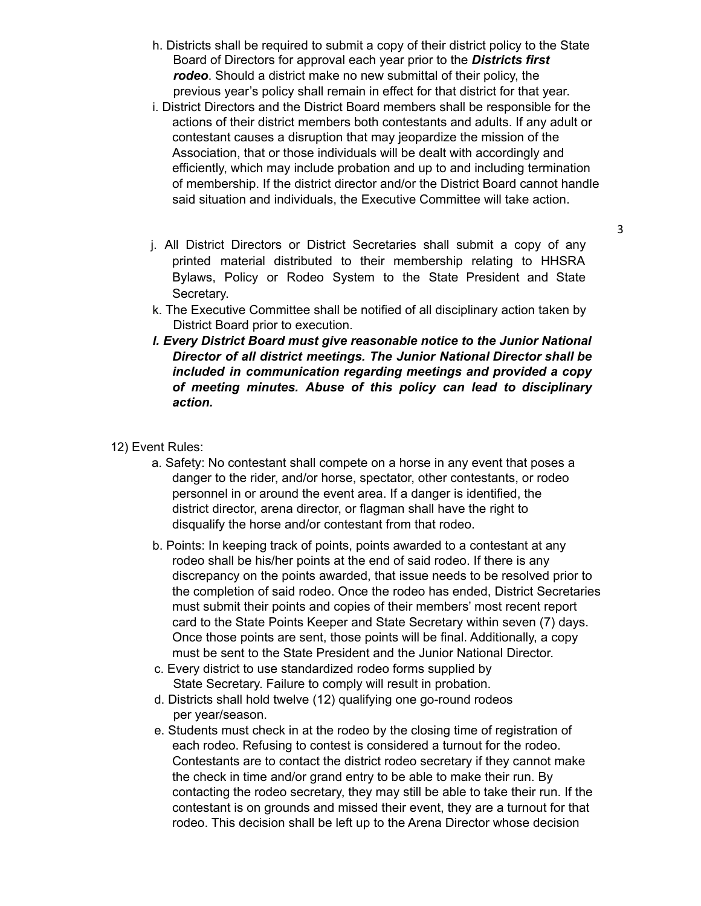h. Districts shall be required to submit a copy of their district policy to the State Board of Directors for approval each year prior to the ***Districts first rodeo***. Should a district make no new submittal of their policy, the previous year's policy shall remain in effect for that district for that year.

i. District Directors and the District Board members shall be responsible for the actions of their district members both contestants and adults. If any adult or contestant causes a disruption that may jeopardize the mission of the Association, that or those individuals will be dealt with accordingly and efficiently, which may include probation and up to and including termination of membership. If the district director and/or the District Board cannot handle said situation and individuals, the Executive Committee will take action.

j. All District Directors or District Secretaries shall submit a copy of any printed material distributed to their membership relating to HHSRA Bylaws, Policy or Rodeo System to the State President and State Secretary.

k. The Executive Committee shall be notified of all disciplinary action taken by District Board prior to execution.

***l. Every District Board must give reasonable notice to the Junior National Director of all district meetings. The Junior National Director shall be included in communication regarding meetings and provided a copy of meeting minutes. Abuse of this policy can lead to disciplinary action.***

12) Event Rules:

a. Safety: No contestant shall compete on a horse in any event that poses a danger to the rider, and/or horse, spectator, other contestants, or rodeo personnel in or around the event area. If a danger is identified, the district director, arena director, or flagman shall have the right to disqualify the horse and/or contestant from that rodeo.

b. Points: In keeping track of points, points awarded to a contestant at any rodeo shall be his/her points at the end of said rodeo. If there is any discrepancy on the points awarded, that issue needs to be resolved prior to the completion of said rodeo. Once the rodeo has ended, District Secretaries must submit their points and copies of their members' most recent report card to the State Points Keeper and State Secretary within seven (7) days. Once those points are sent, those points will be final. Additionally, a copy must be sent to the State President and the Junior National Director.

c. Every district to use standardized rodeo forms supplied by State Secretary. Failure to comply will result in probation.

d. Districts shall hold twelve (12) qualifying one go-round rodeos per year/season.

e. Students must check in at the rodeo by the closing time of registration of each rodeo. Refusing to contest is considered a turnout for the rodeo. Contestants are to contact the district rodeo secretary if they cannot make the check in time and/or grand entry to be able to make their run. By contacting the rodeo secretary, they may still be able to take their run. If the contestant is on grounds and missed their event, they are a turnout for that rodeo. This decision shall be left up to the Arena Director whose decision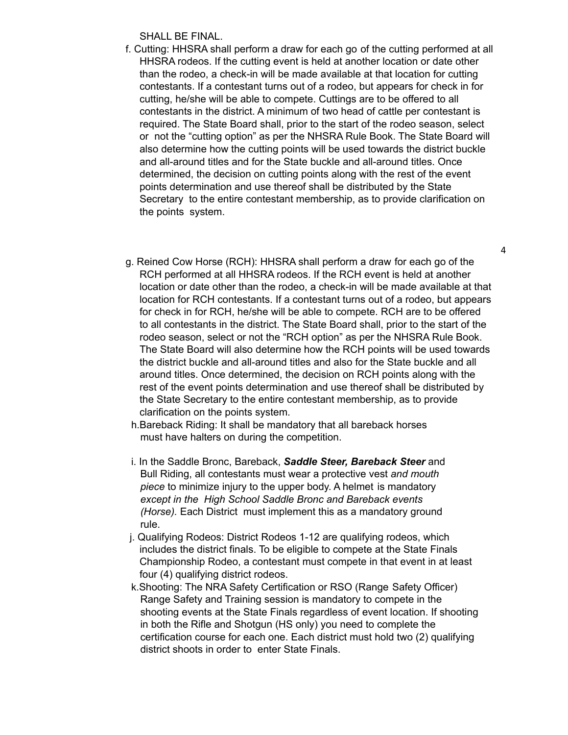SHALL BE FINAL.

f. Cutting: HHSRA shall perform a draw for each go of the cutting performed at all HHSRA rodeos. If the cutting event is held at another location or date other than the rodeo, a check-in will be made available at that location for cutting contestants. If a contestant turns out of a rodeo, but appears for check in for cutting, he/she will be able to compete. Cuttings are to be offered to all contestants in the district. A minimum of two head of cattle per contestant is required. The State Board shall, prior to the start of the rodeo season, select or not the "cutting option" as per the NHSRA Rule Book. The State Board will also determine how the cutting points will be used towards the district buckle and all-around titles and for the State buckle and all-around titles. Once determined, the decision on cutting points along with the rest of the event points determination and use thereof shall be distributed by the State Secretary to the entire contestant membership, as to provide clarification on the points system.

g. Reined Cow Horse (RCH): HHSRA shall perform a draw for each go of the RCH performed at all HHSRA rodeos. If the RCH event is held at another location or date other than the rodeo, a check-in will be made available at that location for RCH contestants. If a contestant turns out of a rodeo, but appears for check in for RCH, he/she will be able to compete. RCH are to be offered to all contestants in the district. The State Board shall, prior to the start of the rodeo season, select or not the "RCH option" as per the NHSRA Rule Book. The State Board will also determine how the RCH points will be used towards the district buckle and all-around titles and also for the State buckle and all around titles. Once determined, the decision on RCH points along with the rest of the event points determination and use thereof shall be distributed by the State Secretary to the entire contestant membership, as to provide clarification on the points system.

h. Bareback Riding: It shall be mandatory that all bareback horses must have halters on during the competition.

i. In the Saddle Bronc, Bareback, ***Saddle Steer, Bareback Steer*** and Bull Riding, all contestants must wear a protective vest *and mouth piece* to minimize injury to the upper body. A helmet is mandatory *except in the High School Saddle Bronc and Bareback events (Horse).* Each District must implement this as a mandatory ground rule.

j. Qualifying Rodeos: District Rodeos 1-12 are qualifying rodeos, which includes the district finals. To be eligible to compete at the State Finals Championship Rodeo, a contestant must compete in that event in at least four (4) qualifying district rodeos.

k. Shooting: The NRA Safety Certification or RSO (Range Safety Officer) Range Safety and Training session is mandatory to compete in the shooting events at the State Finals regardless of event location. If shooting in both the Rifle and Shotgun (HS only) you need to complete the certification course for each one. Each district must hold two (2) qualifying district shoots in order to enter State Finals.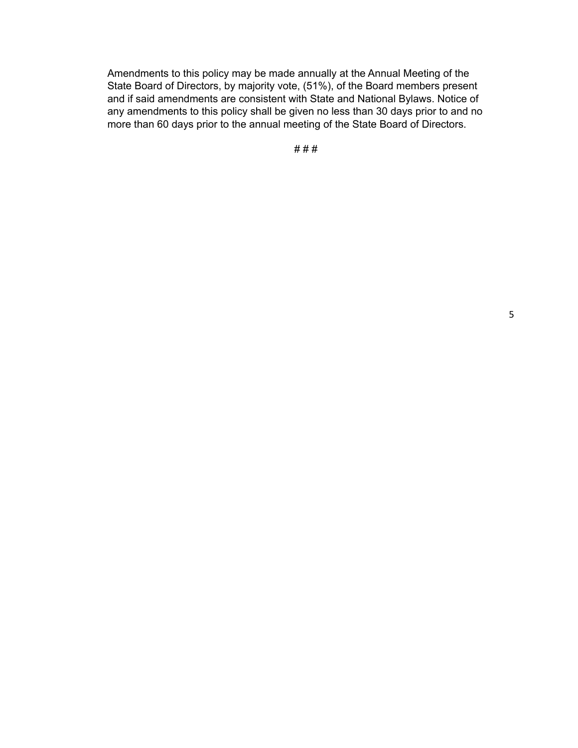Amendments to this policy may be made annually at the Annual Meeting of the State Board of Directors, by majority vote, (51%), of the Board members present and if said amendments are consistent with State and National Bylaws. Notice of any amendments to this policy shall be given no less than 30 days prior to and no more than 60 days prior to the annual meeting of the State Board of Directors.

# # #